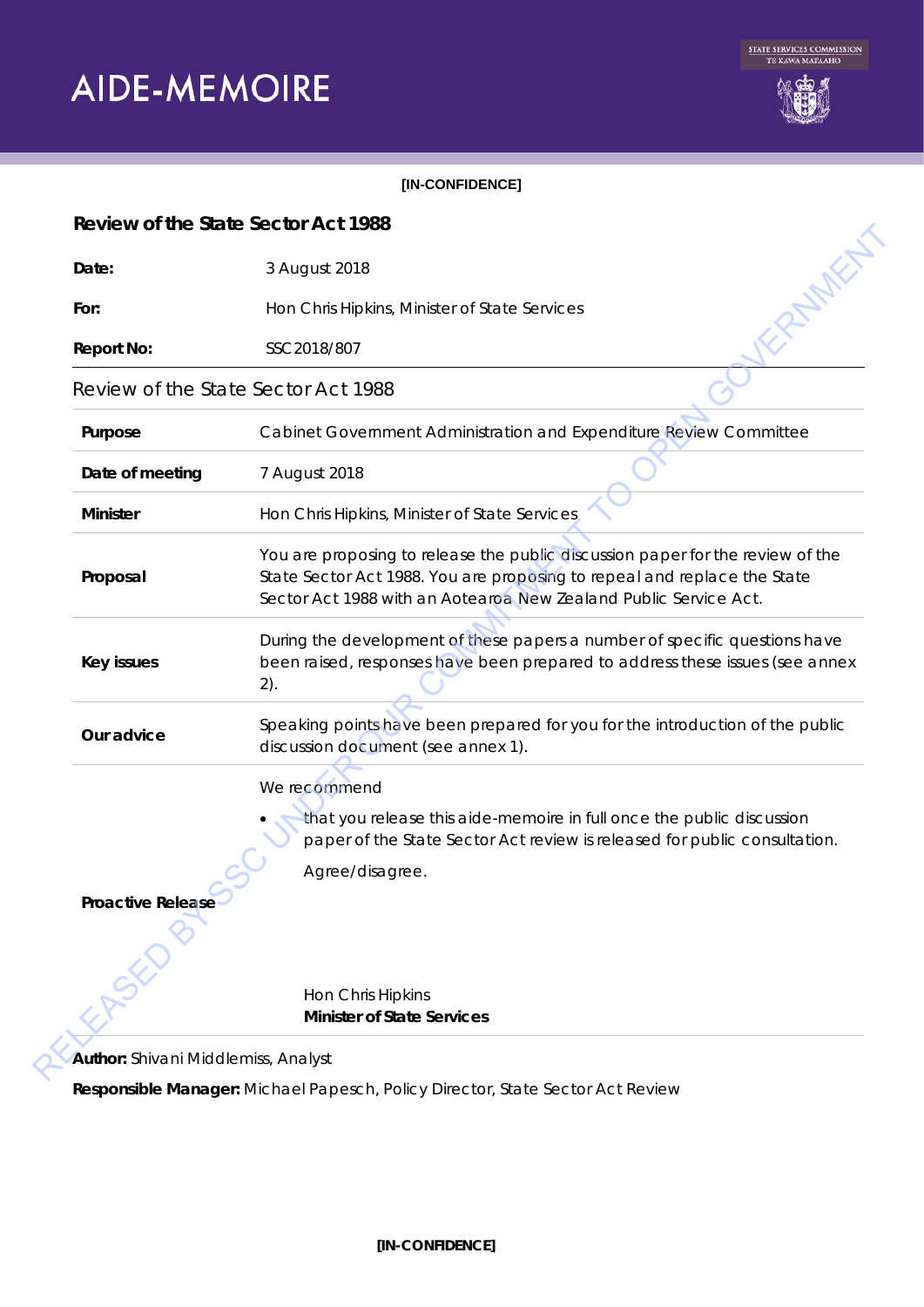# AIDE-MEMOIRE

[IN-CONFIDENCE]

## Review of the State Sector Act 1988

| | |
|---|---|
| **Date:** | 3 August 2018 |
| **For:** | Hon Chris Hipkins, Minister of State Services |
| **Report No:** | SSC 2018/807 |

### Review of the State Sector Act 1988

| | |
|---|---|
| **Purpose** | Cabinet Government Administration and Expenditure Review Committee |
| **Date of meeting** | 7 August 2018 |
| **Minister** | Hon Chris Hipkins, Minister of State Services |
| **Proposal** | You are proposing to release the public discussion paper for the review of the State Sector Act 1988. You are proposing to repeal and replace the State Sector Act 1988 with an Aotearoa New Zealand Public Service Act. |
| **Key issues** | During the development of these papers a number of specific questions have been raised, responses have been prepared to address these issues (see annex 2). |
| **Our advice** | Speaking points have been prepared for you for the introduction of the public discussion document (see annex 1). |
| **Proactive Release** | We recommend<br>• that you release this aide-memoire in full once the public discussion paper of the State Sector Act review is released for public consultation.<br>Agree/disagree.<br><br>Hon Chris Hipkins<br>**Minister of State Services** |

**Author:** Shivani Middlemiss, Analyst

**Responsible Manager:** Michael Papesch, Policy Director, State Sector Act Review

[IN-CONFIDENCE]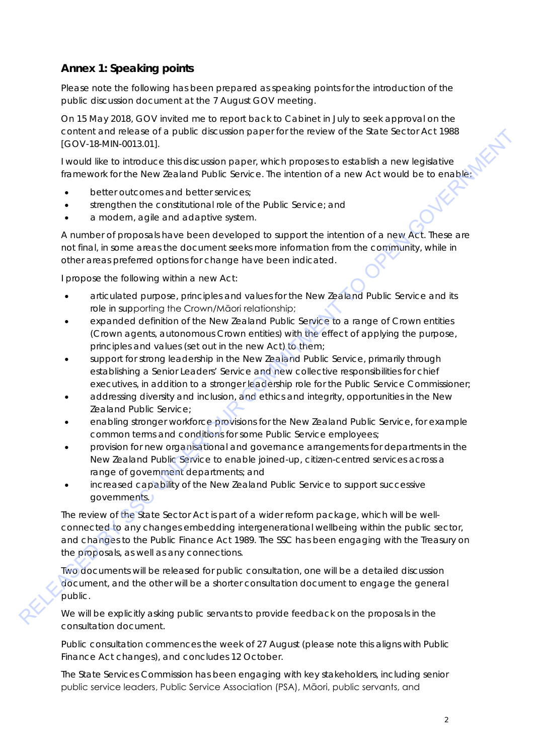## Annex 1: Speaking points

Please note the following has been prepared as speaking points for the introduction of the public discussion document at the 7 August GOV meeting.

On 15 May 2018, GOV invited me to report back to Cabinet in July to seek approval on the content and release of a public discussion paper for the review of the State Sector Act 1988 [GOV-18-MIN-0013.01].

I would like to introduce this discussion paper, which proposes to establish a new legislative framework for the New Zealand Public Service. The intention of a new Act would be to enable:

- better outcomes and better services;
- strengthen the constitutional role of the Public Service; and
- a modern, agile and adaptive system.

A number of proposals have been developed to support the intention of a new Act. These are not final, in some areas the document seeks more information from the community, while in other areas preferred options for change have been indicated.

I propose the following within a new Act:

- articulated purpose, principles and values for the New Zealand Public Service and its role in supporting the Crown/Māori relationship;
- expanded definition of the New Zealand Public Service to a range of Crown entities (Crown agents, autonomous Crown entities) with the effect of applying the purpose, principles and values (set out in the new Act) to them;
- support for strong leadership in the New Zealand Public Service, primarily through establishing a Senior Leaders' Service and new collective responsibilities for chief executives, in addition to a stronger leadership role for the Public Service Commissioner;
- addressing diversity and inclusion, and ethics and integrity, opportunities in the New Zealand Public Service;
- enabling stronger workforce provisions for the New Zealand Public Service, for example common terms and conditions for some Public Service employees;
- provision for new organisational and governance arrangements for departments in the New Zealand Public Service to enable joined-up, citizen-centred services across a range of government departments; and
- increased capability of the New Zealand Public Service to support successive governments.

The review of the State Sector Act is part of a wider reform package, which will be well-connected to any changes embedding intergenerational wellbeing within the public sector, and changes to the Public Finance Act 1989. The SSC has been engaging with the Treasury on the proposals, as well as any connections.

Two documents will be released for public consultation, one will be a detailed discussion document, and the other will be a shorter consultation document to engage the general public.

We will be explicitly asking public servants to provide feedback on the proposals in the consultation document.

Public consultation commences the week of 27 August (please note this aligns with Public Finance Act changes), and concludes 12 October.

The State Services Commission has been engaging with key stakeholders, including senior public service leaders, Public Service Association (PSA), Māori, public servants, and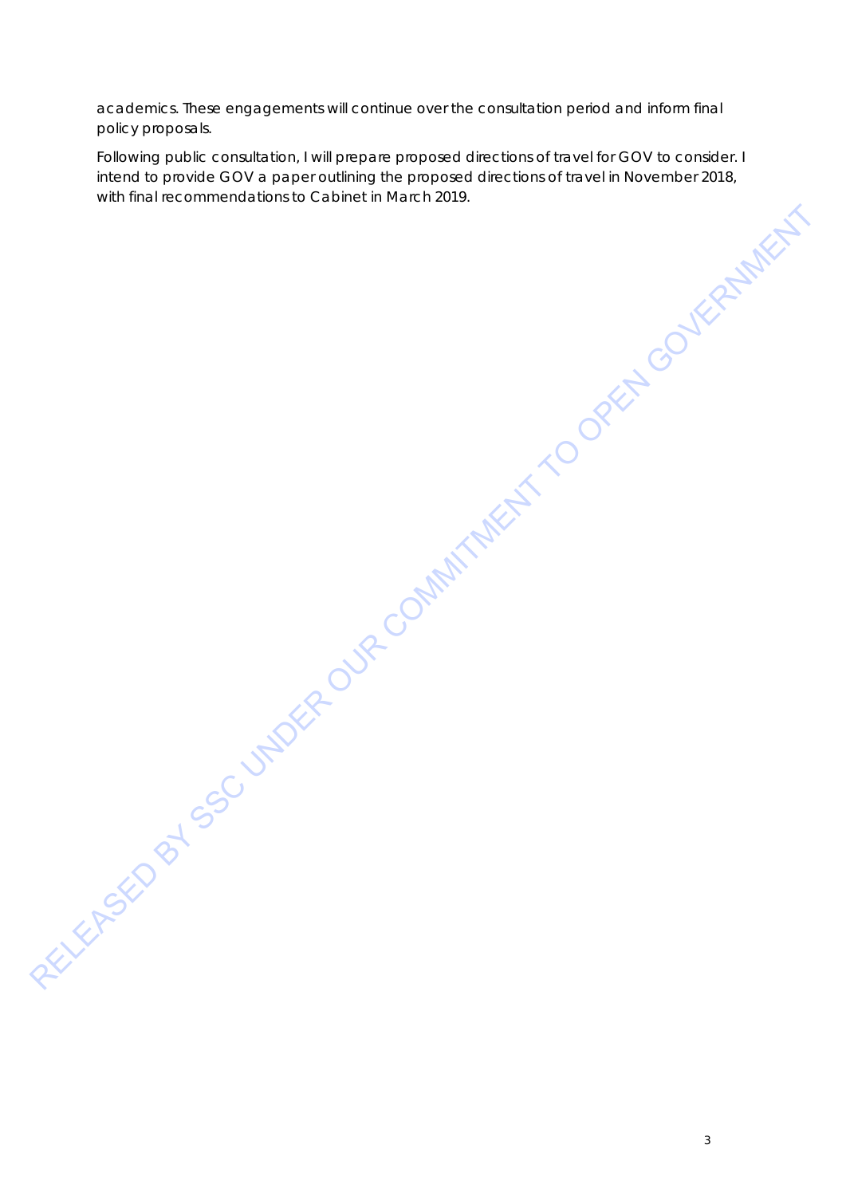academics. These engagements will continue over the consultation period and inform final policy proposals.

Following public consultation, I will prepare proposed directions of travel for GOV to consider. I intend to provide GOV a paper outlining the proposed directions of travel in November 2018, with final recommendations to Cabinet in March 2019.

RELEASED BY SSC UNDER OUR COMMITMENT TO OPEN GOVERNMENT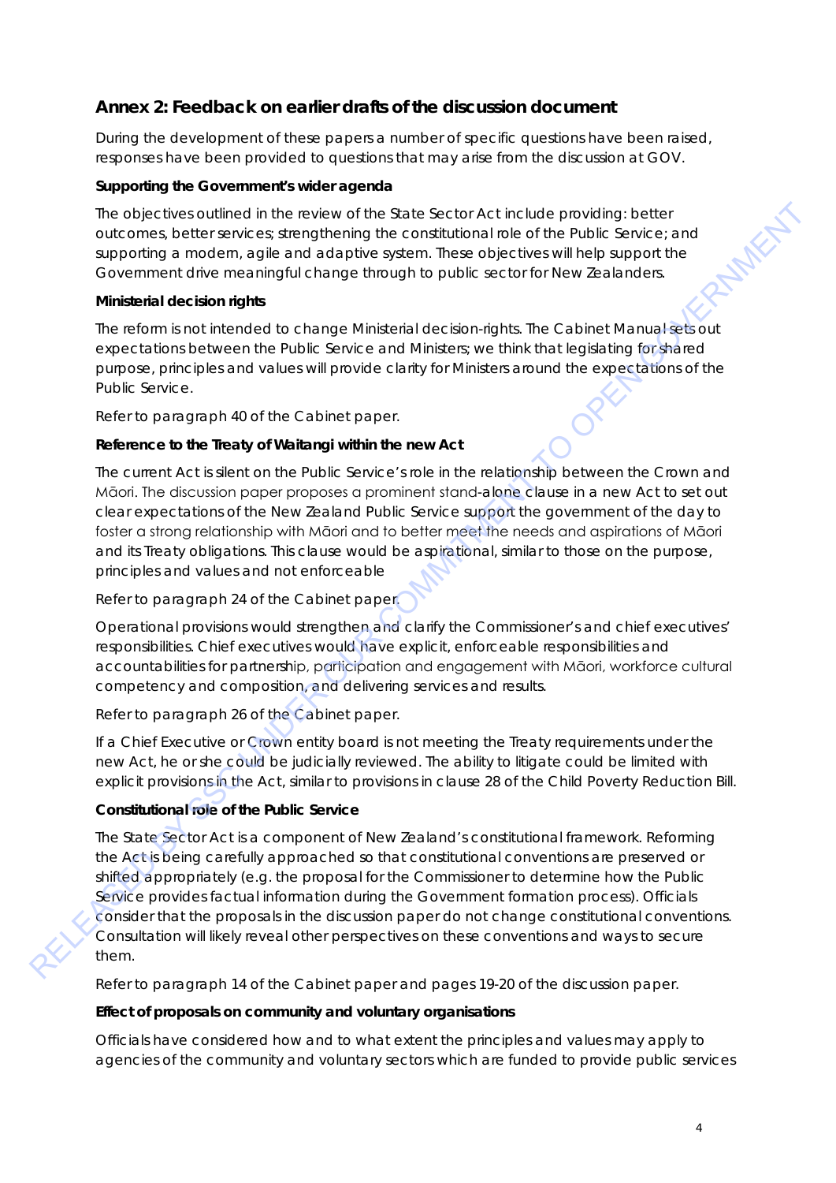## Annex 2: Feedback on earlier drafts of the discussion document

During the development of these papers a number of specific questions have been raised, responses have been provided to questions that may arise from the discussion at GOV.

**Supporting the Government's wider agenda**

The objectives outlined in the review of the State Sector Act include providing: better outcomes, better services; strengthening the constitutional role of the Public Service; and supporting a modern, agile and adaptive system. These objectives will help support the Government drive meaningful change through to public sector for New Zealanders.

**Ministerial decision rights**

The reform is not intended to change Ministerial decision-rights. The Cabinet Manual sets out expectations between the Public Service and Ministers; we think that legislating for shared purpose, principles and values will provide clarity for Ministers around the expectations of the Public Service.

Refer to paragraph 40 of the Cabinet paper.

**Reference to the Treaty of Waitangi within the new Act**

The current Act is silent on the Public Service's role in the relationship between the Crown and Māori. The discussion paper proposes a prominent stand-alone clause in a new Act to set out clear expectations of the New Zealand Public Service support the government of the day to foster a strong relationship with Māori and to better meet the needs and aspirations of Māori and its Treaty obligations. This clause would be aspirational, similar to those on the purpose, principles and values and not enforceable

Refer to paragraph 24 of the Cabinet paper.

Operational provisions would strengthen and clarify the Commissioner's and chief executives' responsibilities. Chief executives would have explicit, enforceable responsibilities and accountabilities for partnership, participation and engagement with Māori, workforce cultural competency and composition, and delivering services and results.

Refer to paragraph 26 of the Cabinet paper.

If a Chief Executive or Crown entity board is not meeting the Treaty requirements under the new Act, he or she could be judicially reviewed. The ability to litigate could be limited with explicit provisions in the Act, similar to provisions in clause 28 of the Child Poverty Reduction Bill.

**Constitutional role of the Public Service**

The State Sector Act is a component of New Zealand's constitutional framework. Reforming the Act is being carefully approached so that constitutional conventions are preserved or shifted appropriately (e.g. the proposal for the Commissioner to determine how the Public Service provides factual information during the Government formation process). Officials consider that the proposals in the discussion paper do not change constitutional conventions. Consultation will likely reveal other perspectives on these conventions and ways to secure them.

Refer to paragraph 14 of the Cabinet paper and pages 19-20 of the discussion paper.

**Effect of proposals on community and voluntary organisations**

Officials have considered how and to what extent the principles and values may apply to agencies of the community and voluntary sectors which are funded to provide public services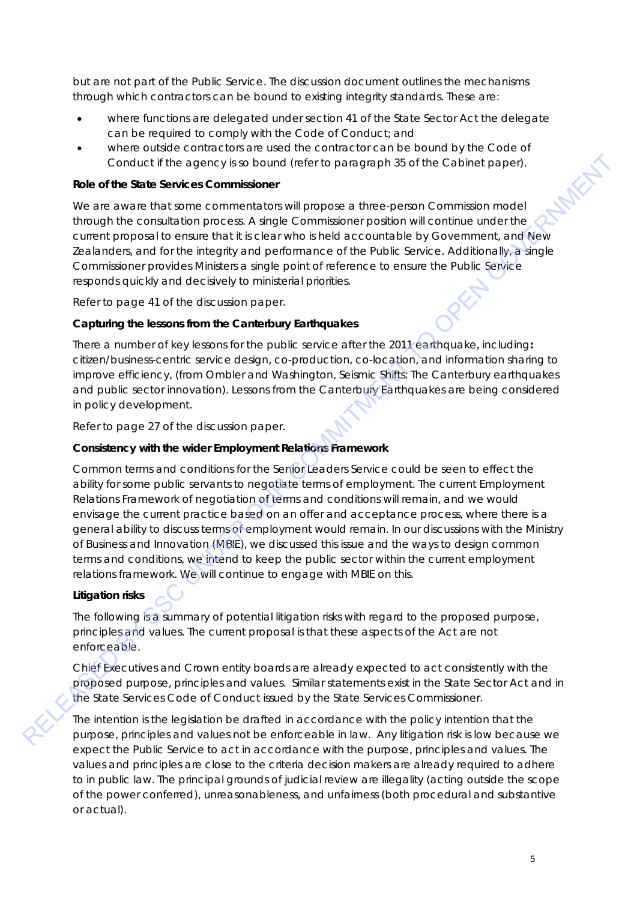but are not part of the Public Service. The discussion document outlines the mechanisms through which contractors can be bound to existing integrity standards. These are:

- where functions are delegated under section 41 of the State Sector Act the delegate can be required to comply with the Code of Conduct; and
- where outside contractors are used the contractor can be bound by the Code of Conduct if the agency is so bound (refer to paragraph 35 of the Cabinet paper).

**Role of the State Services Commissioner**

We are aware that some commentators will propose a three-person Commission model through the consultation process. A single Commissioner position will continue under the current proposal to ensure that it is clear who is held accountable by Government, and New Zealanders, and for the integrity and performance of the Public Service. Additionally, a single Commissioner provides Ministers a single point of reference to ensure the Public Service responds quickly and decisively to ministerial priorities.

Refer to page 41 of the discussion paper.

**Capturing the lessons from the Canterbury Earthquakes**

There a number of key lessons for the public service after the 2011 earthquake, including**:** citizen/business-centric service design, co-production, co-location, and information sharing to improve efficiency, (from Ombler and Washington, Seismic Shifts: The Canterbury earthquakes and public sector innovation). Lessons from the Canterbury Earthquakes are being considered in policy development.

Refer to page 27 of the discussion paper.

**Consistency with the wider Employment Relations Framework**

Common terms and conditions for the Senior Leaders Service could be seen to effect the ability for some public servants to negotiate terms of employment. The current Employment Relations Framework of negotiation of terms and conditions will remain, and we would envisage the current practice based on an offer and acceptance process, where there is a general ability to discuss terms of employment would remain. In our discussions with the Ministry of Business and Innovation (MBIE), we discussed this issue and the ways to design common terms and conditions, we intend to keep the public sector within the current employment relations framework. We will continue to engage with MBIE on this.

**Litigation risks**

The following is a summary of potential litigation risks with regard to the proposed purpose, principles and values. The current proposal is that these aspects of the Act are not enforceable.

Chief Executives and Crown entity boards are already expected to act consistently with the proposed purpose, principles and values. Similar statements exist in the State Sector Act and in the State Services Code of Conduct issued by the State Services Commissioner.

The intention is the legislation be drafted in accordance with the policy intention that the purpose, principles and values not be enforceable in law. Any litigation risk is low because we expect the Public Service to act in accordance with the purpose, principles and values. The values and principles are close to the criteria decision makers are already required to adhere to in public law. The principal grounds of judicial review are illegality (acting outside the scope of the power conferred), unreasonableness, and unfairness (both procedural and substantive or actual).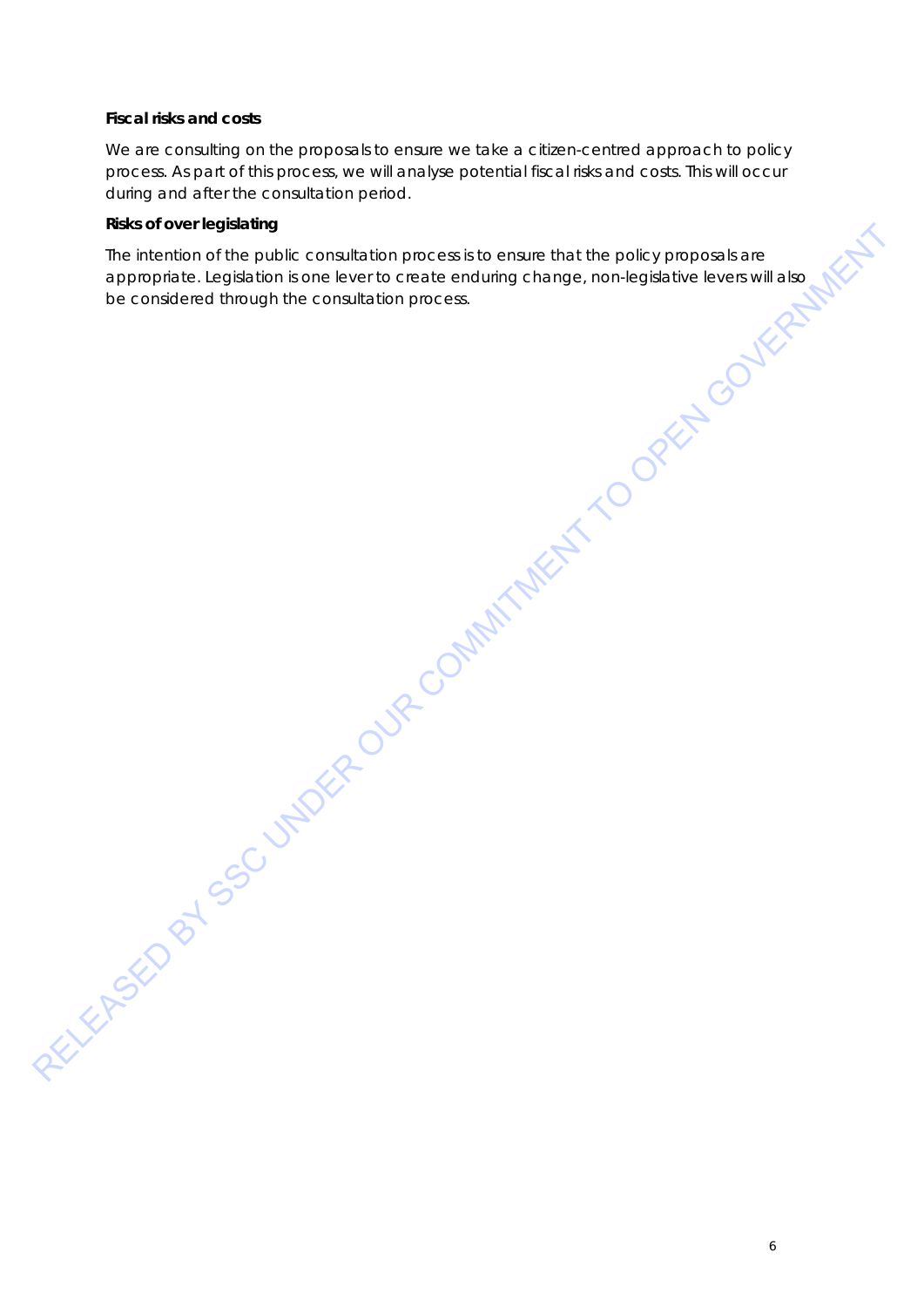**Fiscal risks and costs**

We are consulting on the proposals to ensure we take a citizen-centred approach to policy process. As part of this process, we will analyse potential fiscal risks and costs. This will occur during and after the consultation period.

**Risks of over legislating**

The intention of the public consultation process is to ensure that the policy proposals are appropriate. Legislation is one lever to create enduring change, non-legislative levers will also be considered through the consultation process.

RELEASED BY SSC UNDER OUR COMMITMENT TO OPEN GOVERNMENT